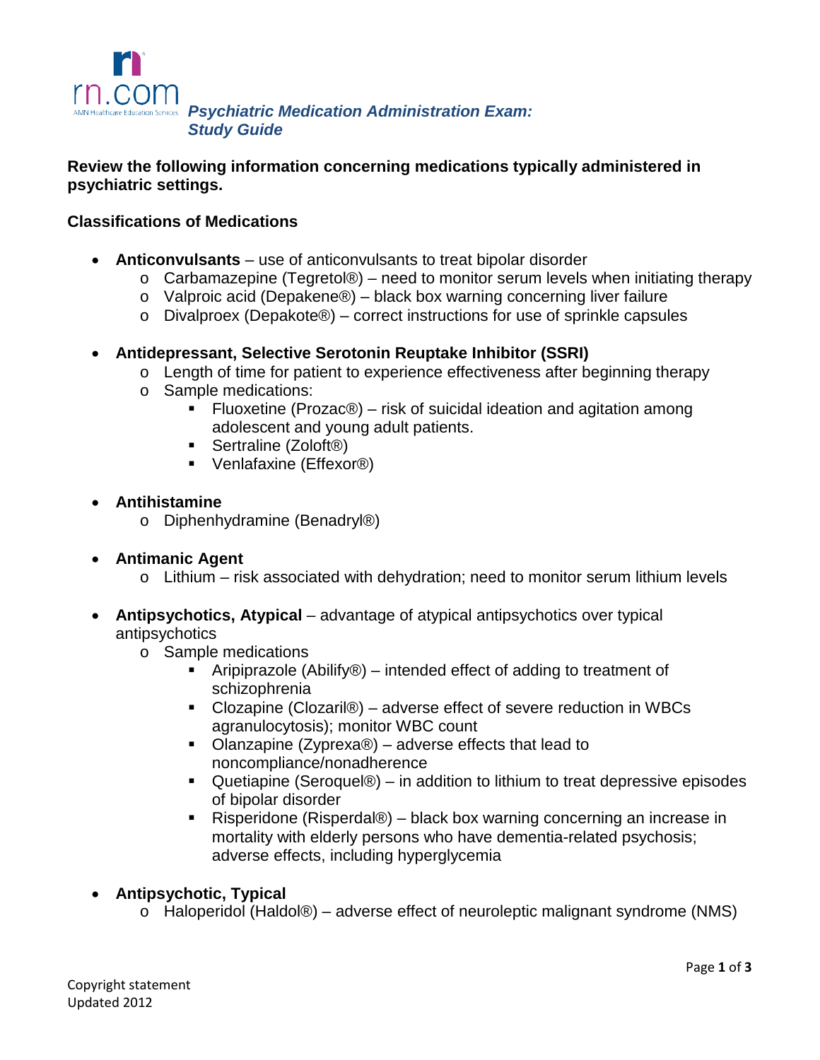# Psychiatric Medication Administration Exam: Study Guide

**Review the following information concerning medications typically administered in psychiatric settings.**

## Classifications of Medications

- **Anticonvulsants** – use of anticonvulsants to treat bipolar disorder
  - Carbamazepine (Tegretol®) – need to monitor serum levels when initiating therapy
  - Valproic acid (Depakene®) – black box warning concerning liver failure
  - Divalproex (Depakote®) – correct instructions for use of sprinkle capsules

- **Antidepressant, Selective Serotonin Reuptake Inhibitor (SSRI)**
  - Length of time for patient to experience effectiveness after beginning therapy
  - Sample medications:
    - Fluoxetine (Prozac®) – risk of suicidal ideation and agitation among adolescent and young adult patients.
    - Sertraline (Zoloft®)
    - Venlafaxine (Effexor®)

- **Antihistamine**
  - Diphenhydramine (Benadryl®)

- **Antimanic Agent**
  - Lithium – risk associated with dehydration; need to monitor serum lithium levels

- **Antipsychotics, Atypical** – advantage of atypical antipsychotics over typical antipsychotics
  - Sample medications
    - Aripiprazole (Abilify®) – intended effect of adding to treatment of schizophrenia
    - Clozapine (Clozaril®) – adverse effect of severe reduction in WBCs agranulocytosis); monitor WBC count
    - Olanzapine (Zyprexa®) – adverse effects that lead to noncompliance/nonadherence
    - Quetiapine (Seroquel®) – in addition to lithium to treat depressive episodes of bipolar disorder
    - Risperidone (Risperdal®) – black box warning concerning an increase in mortality with elderly persons who have dementia-related psychosis; adverse effects, including hyperglycemia

- **Antipsychotic, Typical**
  - Haloperidol (Haldol®) – adverse effect of neuroleptic malignant syndrome (NMS)

Copyright statement
Updated 2012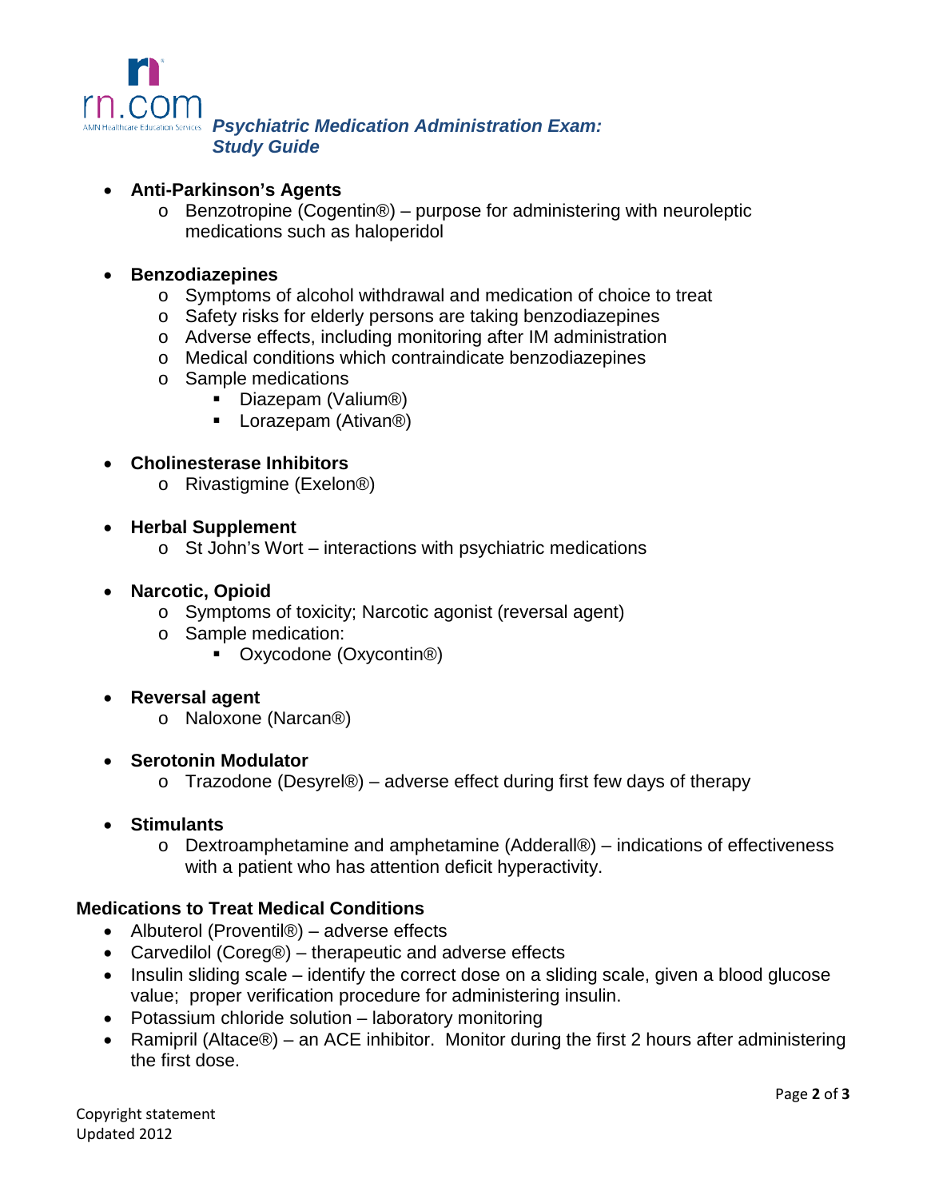- **Anti-Parkinson's Agents**
  - Benzotropine (Cogentin®) – purpose for administering with neuroleptic medications such as haloperidol

- **Benzodiazepines**
  - Symptoms of alcohol withdrawal and medication of choice to treat
  - Safety risks for elderly persons are taking benzodiazepines
  - Adverse effects, including monitoring after IM administration
  - Medical conditions which contraindicate benzodiazepines
  - Sample medications
    - Diazepam (Valium®)
    - Lorazepam (Ativan®)

- **Cholinesterase Inhibitors**
  - Rivastigmine (Exelon®)

- **Herbal Supplement**
  - St John's Wort – interactions with psychiatric medications

- **Narcotic, Opioid**
  - Symptoms of toxicity; Narcotic agonist (reversal agent)
  - Sample medication:
    - Oxycodone (Oxycontin®)

- **Reversal agent**
  - Naloxone (Narcan®)

- **Serotonin Modulator**
  - Trazodone (Desyrel®) – adverse effect during first few days of therapy

- **Stimulants**
  - Dextroamphetamine and amphetamine (Adderall®) – indications of effectiveness with a patient who has attention deficit hyperactivity.

**Medications to Treat Medical Conditions**

- Albuterol (Proventil®) – adverse effects
- Carvedilol (Coreg®) – therapeutic and adverse effects
- Insulin sliding scale – identify the correct dose on a sliding scale, given a blood glucose value; proper verification procedure for administering insulin.
- Potassium chloride solution – laboratory monitoring
- Ramipril (Altace®) – an ACE inhibitor. Monitor during the first 2 hours after administering the first dose.

Copyright statement
Updated 2012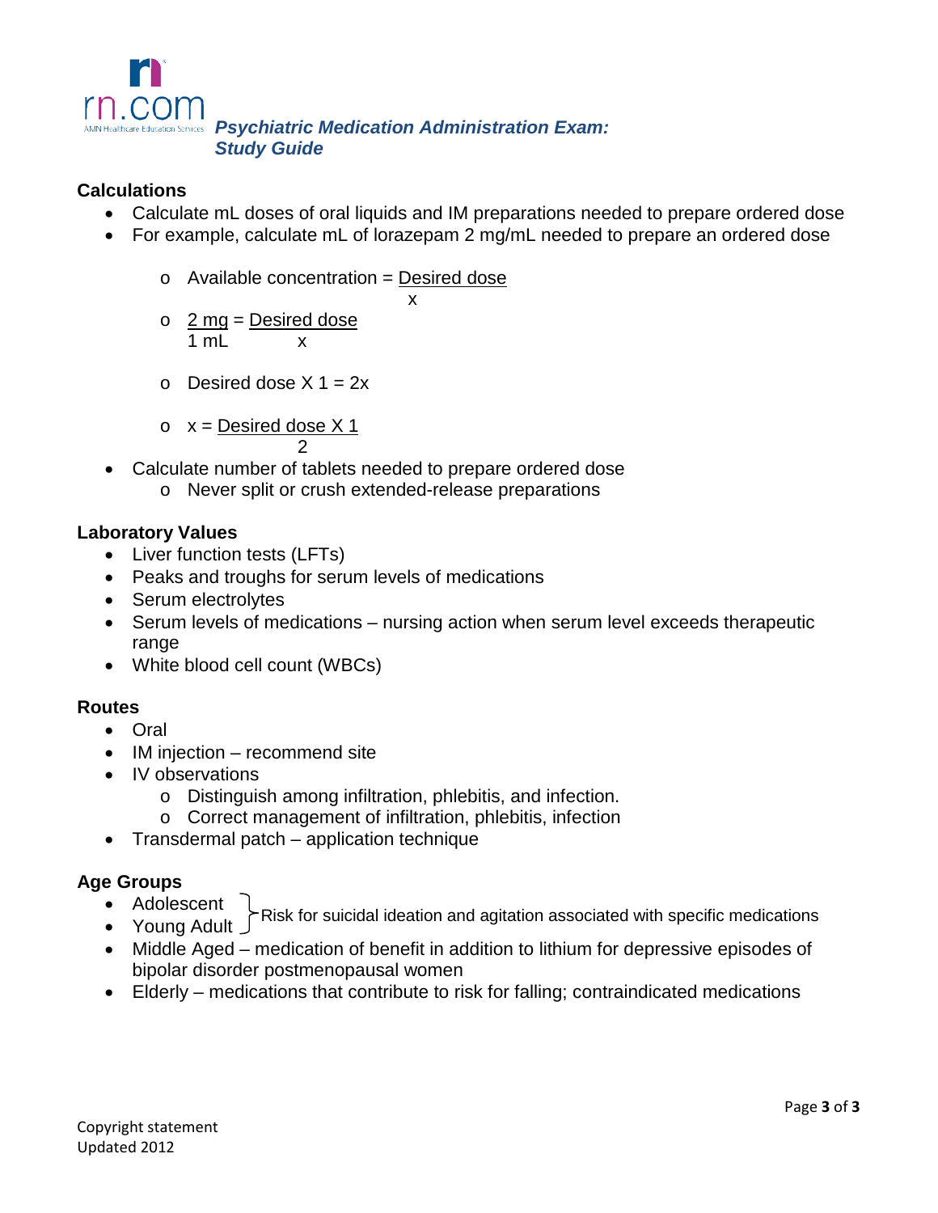*Psychiatric Medication Administration Exam: Study Guide*

**Calculations**

- Calculate mL doses of oral liquids and IM preparations needed to prepare ordered dose
- For example, calculate mL of lorazepam 2 mg/mL needed to prepare an ordered dose
    - $\text{Available concentration} = \frac{\text{Desired dose}}{x}$
    - $\frac{2\text{ mg}}{1\text{ mL}} = \frac{\text{Desired dose}}{x}$
    - Desired dose X 1 = 2x
    - $x = \frac{\text{Desired dose X 1}}{2}$
- Calculate number of tablets needed to prepare ordered dose
    - Never split or crush extended-release preparations

**Laboratory Values**

- Liver function tests (LFTs)
- Peaks and troughs for serum levels of medications
- Serum electrolytes
- Serum levels of medications – nursing action when serum level exceeds therapeutic range
- White blood cell count (WBCs)

**Routes**

- Oral
- IM injection – recommend site
- IV observations
    - Distinguish among infiltration, phlebitis, and infection.
    - Correct management of infiltration, phlebitis, infection
- Transdermal patch – application technique

**Age Groups**

- Adolescent
- Young Adult

(Adolescent and Young Adult: Risk for suicidal ideation and agitation associated with specific medications)

- Middle Aged – medication of benefit in addition to lithium for depressive episodes of bipolar disorder postmenopausal women
- Elderly – medications that contribute to risk for falling; contraindicated medications

Copyright statement
Updated 2012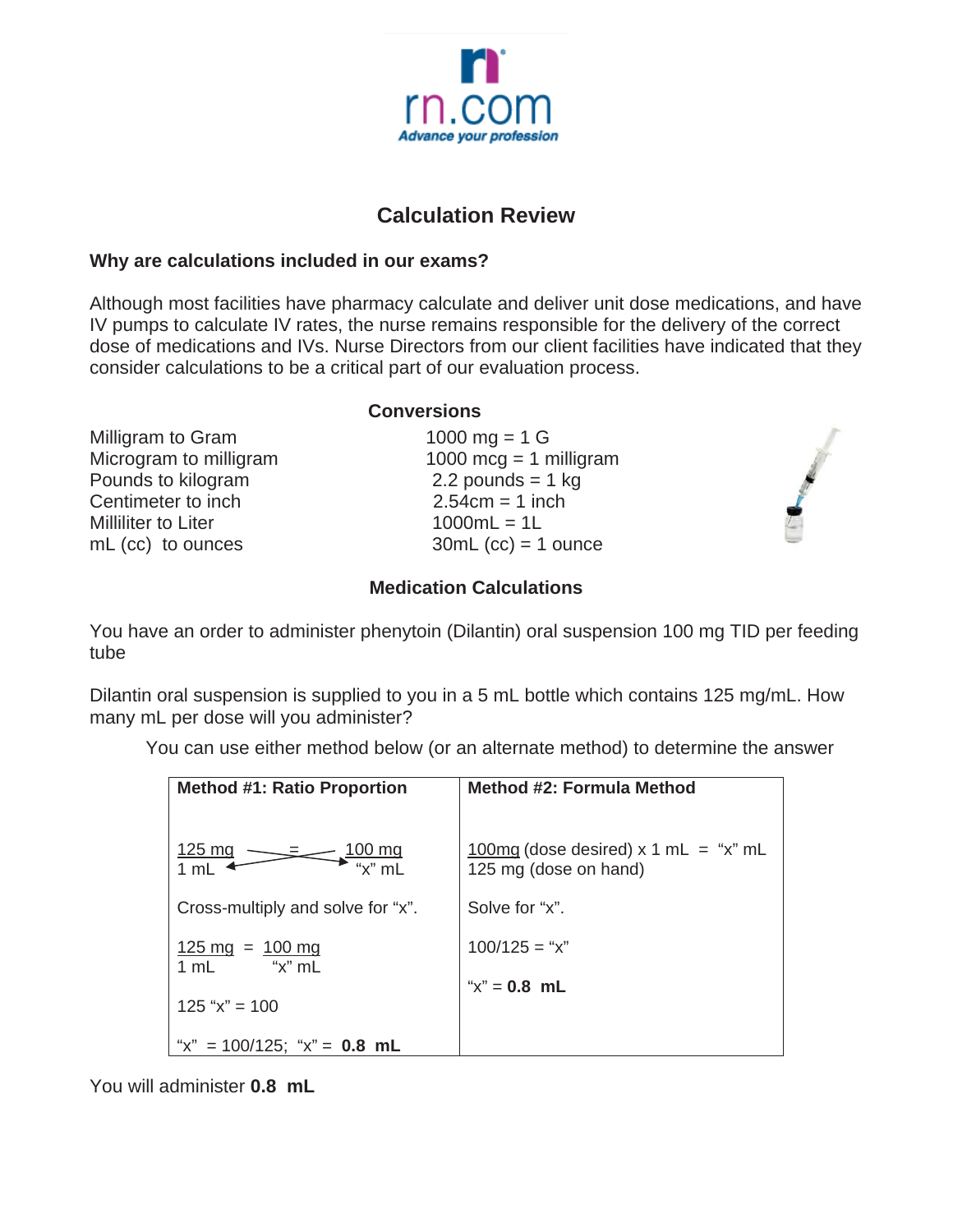rn.com

*Advance your profession*

# Calculation Review

## Why are calculations included in our exams?

Although most facilities have pharmacy calculate and deliver unit dose medications, and have IV pumps to calculate IV rates, the nurse remains responsible for the delivery of the correct dose of medications and IVs. Nurse Directors from our client facilities have indicated that they consider calculations to be a critical part of our evaluation process.

### Conversions

| | |
|---|---|
| Milligram to Gram | 1000 mg = 1 G |
| Microgram to milligram | 1000 mcg = 1 milligram |
| Pounds to kilogram | 2.2 pounds = 1 kg |
| Centimeter to inch | 2.54cm = 1 inch |
| Milliliter to Liter | 1000mL = 1L |
| mL (cc) to ounces | 30mL (cc) = 1 ounce |

### Medication Calculations

You have an order to administer phenytoin (Dilantin) oral suspension 100 mg TID per feeding tube

Dilantin oral suspension is supplied to you in a 5 mL bottle which contains 125 mg/mL. How many mL per dose will you administer?

You can use either method below (or an alternate method) to determine the answer

| Method #1: Ratio Proportion | Method #2: Formula Method |
|---|---|
| $\frac{125 \text{ mg}}{1 \text{ mL}} = \frac{100 \text{ mg}}{\text{"x" mL}}$ (cross-multiply) | $\frac{100\text{mg (dose desired)}}{125 \text{ mg (dose on hand)}} \times 1 \text{ mL} = \text{"x" mL}$ |
| Cross-multiply and solve for "x". | Solve for "x". |
| $\frac{125 \text{ mg}}{1 \text{ mL}} = \frac{100 \text{ mg}}{\text{"x" mL}}$ | 100/125 = "x" |
| 125 "x" = 100 | "x" = **0.8 mL** |
| "x" = 100/125; "x" = **0.8 mL** | |

You will administer **0.8 mL**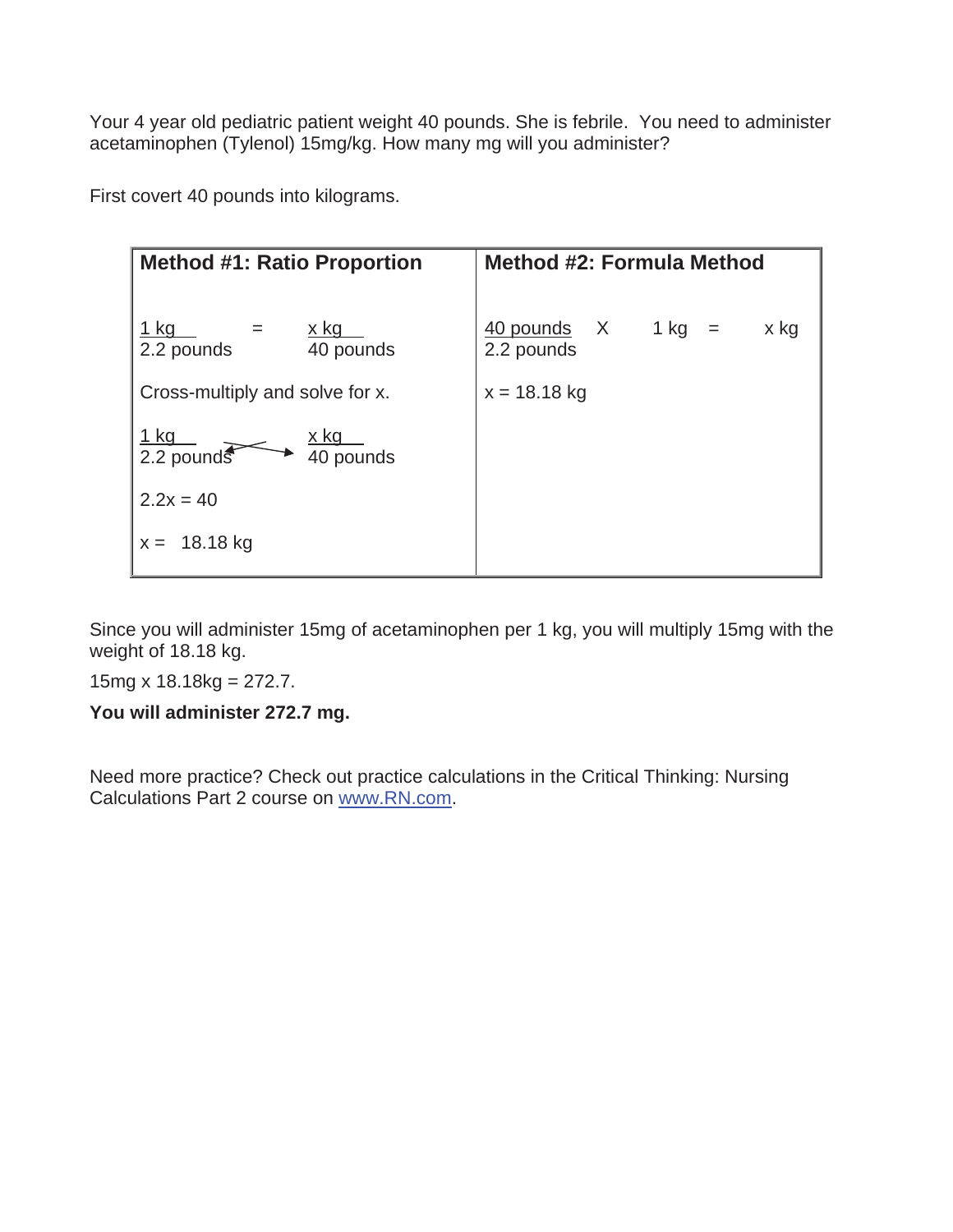Your 4 year old pediatric patient weight 40 pounds. She is febrile. You need to administer acetaminophen (Tylenol) 15mg/kg. How many mg will you administer?

First covert 40 pounds into kilograms.

| **Method #1: Ratio Proportion** | **Method #2: Formula Method** |
|---|---|
| $\frac{1 \text{ kg}}{2.2 \text{ pounds}} = \frac{x \text{ kg}}{40 \text{ pounds}}$ <br><br> Cross-multiply and solve for x. <br><br> $\frac{1 \text{ kg}}{2.2 \text{ pounds}} \quad \frac{x \text{ kg}}{40 \text{ pounds}}$ <br><br> $2.2x = 40$ <br><br> $x = 18.18$ kg | $\frac{40 \text{ pounds}}{2.2 \text{ pounds}} \times 1 \text{ kg} = x \text{ kg}$ <br><br> $x = 18.18$ kg |

Since you will administer 15mg of acetaminophen per 1 kg, you will multiply 15mg with the weight of 18.18 kg.

15mg x 18.18kg = 272.7.

**You will administer 272.7 mg.**

Need more practice? Check out practice calculations in the Critical Thinking: Nursing Calculations Part 2 course on www.RN.com.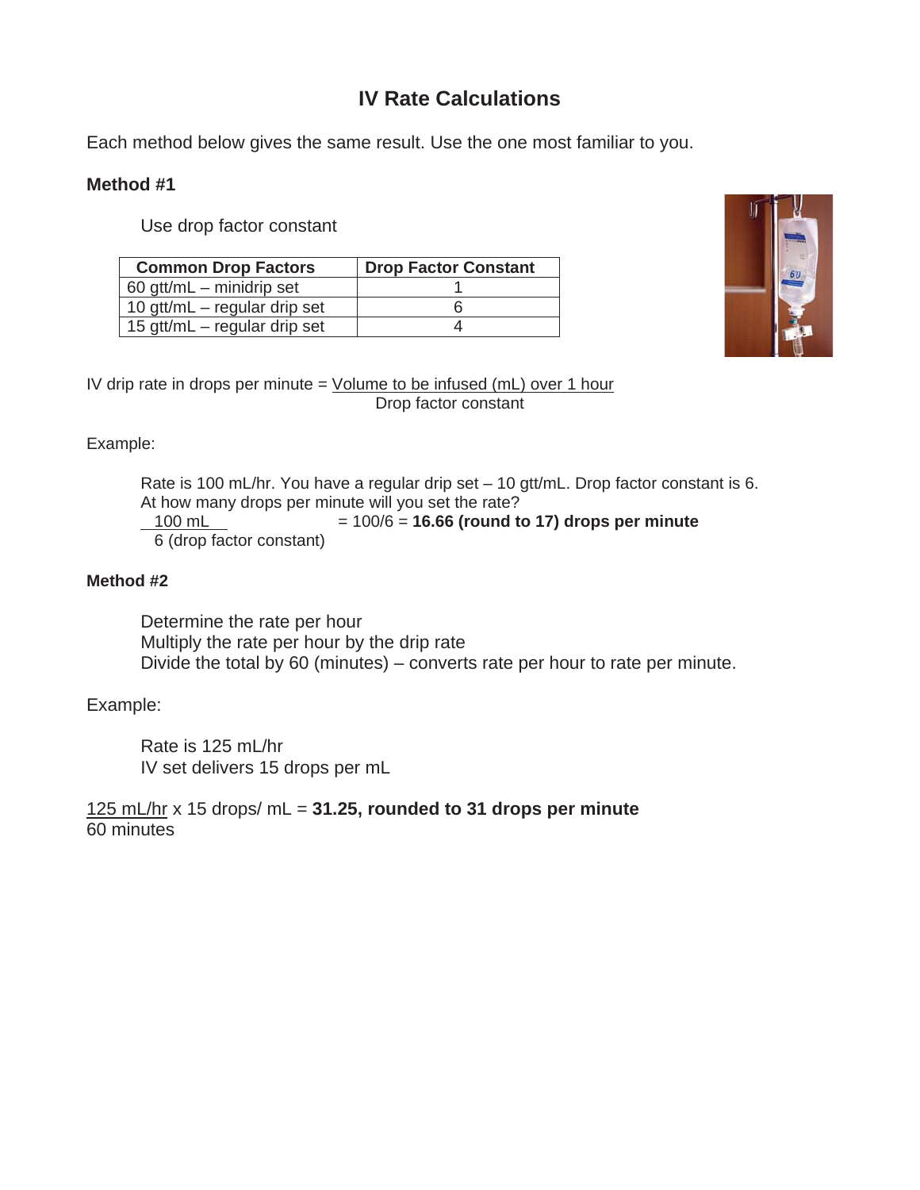# IV Rate Calculations

Each method below gives the same result. Use the one most familiar to you.

**Method #1**

Use drop factor constant

| Common Drop Factors | Drop Factor Constant |
|---|---|
| 60 gtt/mL – minidrip set | 1 |
| 10 gtt/mL – regular drip set | 6 |
| 15 gtt/mL – regular drip set | 4 |

$$\text{IV drip rate in drops per minute} = \frac{\text{Volume to be infused (mL) over 1 hour}}{\text{Drop factor constant}}$$

Example:

Rate is 100 mL/hr. You have a regular drip set – 10 gtt/mL. Drop factor constant is 6. At how many drops per minute will you set the rate?

$$\frac{100 \text{ mL}}{6 \text{ (drop factor constant)}} = 100/6 =$$ **16.66 (round to 17) drops per minute**

**Method #2**

Determine the rate per hour
Multiply the rate per hour by the drip rate
Divide the total by 60 (minutes) – converts rate per hour to rate per minute.

Example:

Rate is 125 mL/hr
IV set delivers 15 drops per mL

$$\frac{125 \text{ mL/hr}}{60 \text{ minutes}} \times 15 \text{ drops/ mL} =$$ **31.25, rounded to 31 drops per minute**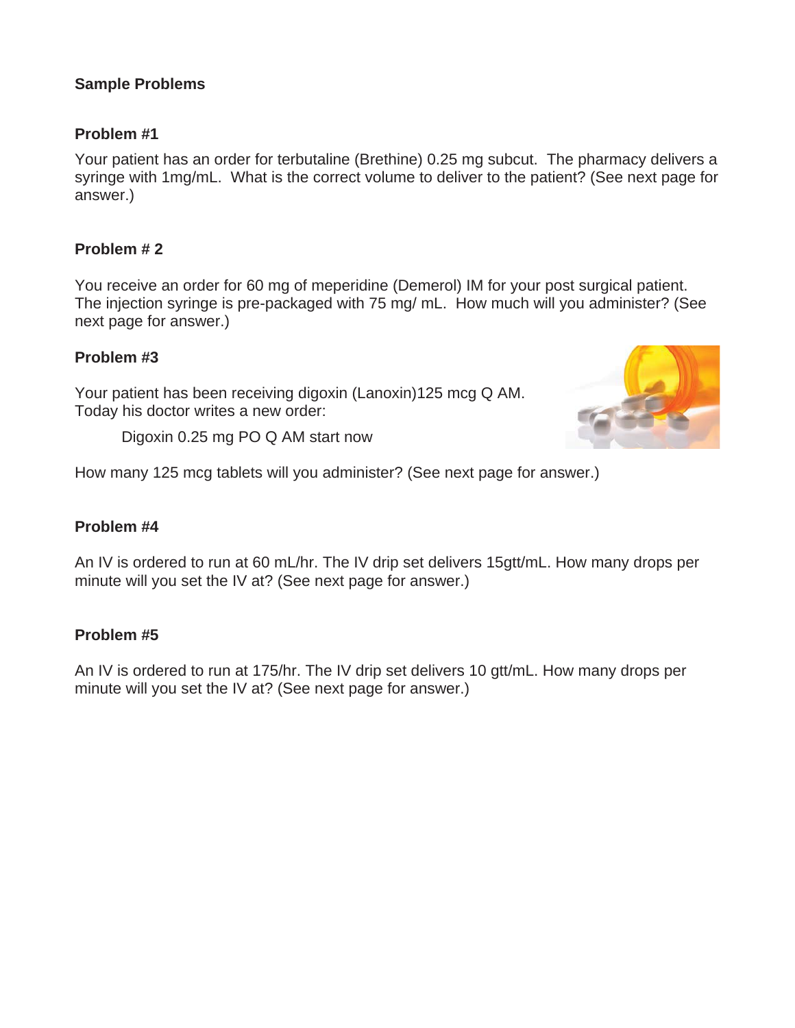**Sample Problems**

**Problem #1**

Your patient has an order for terbutaline (Brethine) 0.25 mg subcut. The pharmacy delivers a syringe with 1mg/mL. What is the correct volume to deliver to the patient? (See next page for answer.)

**Problem # 2**

You receive an order for 60 mg of meperidine (Demerol) IM for your post surgical patient. The injection syringe is pre-packaged with 75 mg/ mL. How much will you administer? (See next page for answer.)

**Problem #3**

Your patient has been receiving digoxin (Lanoxin)125 mcg Q AM. Today his doctor writes a new order:

> Digoxin 0.25 mg PO Q AM start now

How many 125 mcg tablets will you administer? (See next page for answer.)

**Problem #4**

An IV is ordered to run at 60 mL/hr. The IV drip set delivers 15gtt/mL. How many drops per minute will you set the IV at? (See next page for answer.)

**Problem #5**

An IV is ordered to run at 175/hr. The IV drip set delivers 10 gtt/mL. How many drops per minute will you set the IV at? (See next page for answer.)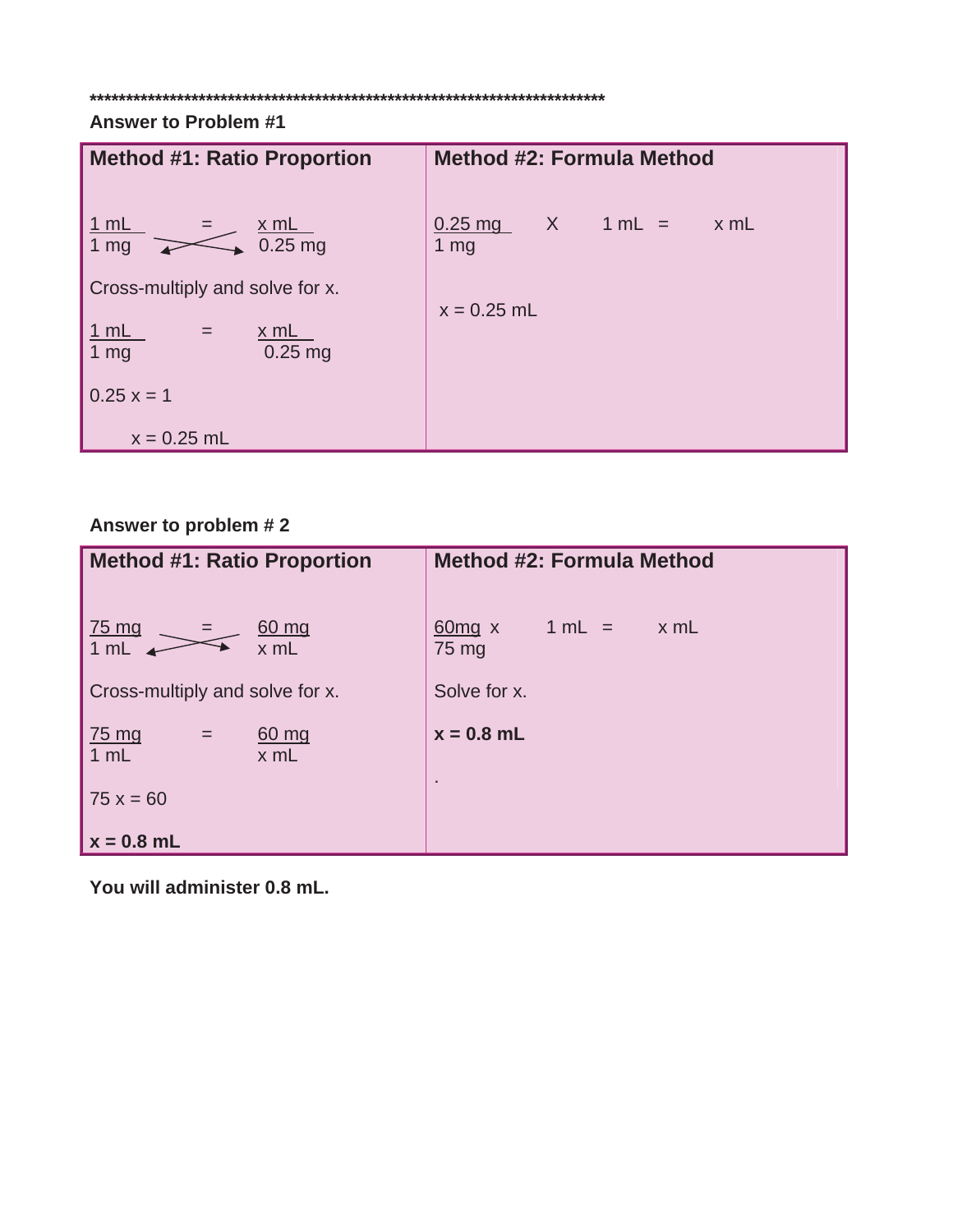**************************************************************************

**Answer to Problem #1**

| **Method #1: Ratio Proportion** | **Method #2: Formula Method** |
| --- | --- |
| $\frac{1\text{ mL}}{1\text{ mg}} = \frac{x\text{ mL}}{0.25\text{ mg}}$ | $\frac{0.25\text{ mg}}{1\text{ mg}} \times 1\text{ mL} = x\text{ mL}$ |
| Cross-multiply and solve for x. | $x = 0.25\text{ mL}$ |
| $\frac{1\text{ mL}}{1\text{ mg}} = \frac{x\text{ mL}}{0.25\text{ mg}}$ | |
| $0.25\,x = 1$ | |
| $x = 0.25\text{ mL}$ | |

**Answer to problem # 2**

| **Method #1: Ratio Proportion** | **Method #2: Formula Method** |
| --- | --- |
| $\frac{75\text{ mg}}{1\text{ mL}} = \frac{60\text{ mg}}{x\text{ mL}}$ | $\frac{60\text{mg}}{75\text{ mg}} \times 1\text{ mL} = x\text{ mL}$ |
| Cross-multiply and solve for x. | Solve for x. |
| $\frac{75\text{ mg}}{1\text{ mL}} = \frac{60\text{ mg}}{x\text{ mL}}$ | **$x = 0.8\text{ mL}$** |
| $75\,x = 60$ | . |
| **$x = 0.8\text{ mL}$** | |

**You will administer 0.8 mL.**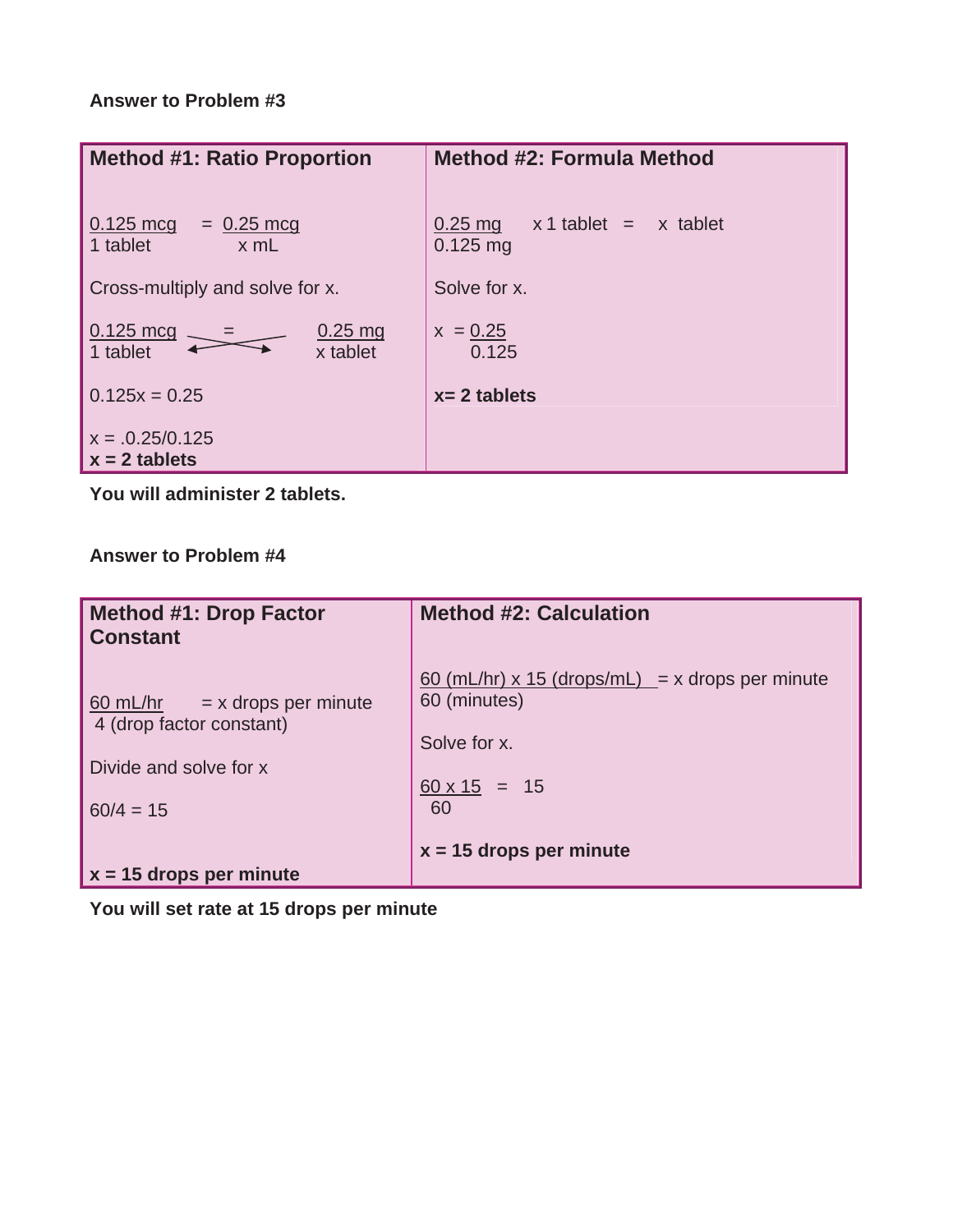**Answer to Problem #3**

| Method #1: Ratio Proportion | Method #2: Formula Method |
| --- | --- |
| $\frac{0.125 \text{ mcg}}{1 \text{ tablet}} = \frac{0.25 \text{ mcg}}{x \text{ mL}}$ | $\frac{0.25 \text{ mg}}{0.125 \text{ mg}} \times 1 \text{ tablet} = x \text{ tablet}$ |
| Cross-multiply and solve for x. | Solve for x. |
| $\frac{0.125 \text{ mcg}}{1 \text{ tablet}} = \frac{0.25 \text{ mg}}{x \text{ tablet}}$ | $x = \frac{0.25}{0.125}$ |
| $0.125x = 0.25$ | **x= 2 tablets** |
| $x = .0.25/0.125$ | |
| **x = 2 tablets** | |

**You will administer 2 tablets.**

**Answer to Problem #4**

| Method #1: Drop Factor Constant | Method #2: Calculation |
| --- | --- |
| $\frac{60 \text{ mL/hr}}{4 \text{ (drop factor constant)}} = x$ drops per minute | $\frac{60 \text{ (mL/hr)} \times 15 \text{ (drops/mL)}}{60 \text{ (minutes)}} = x$ drops per minute |
| Divide and solve for x | Solve for x. |
| $60/4 = 15$ | $\frac{60 \times 15}{60} = 15$ |
| **x = 15 drops per minute** | **x = 15 drops per minute** |

**You will set rate at 15 drops per minute**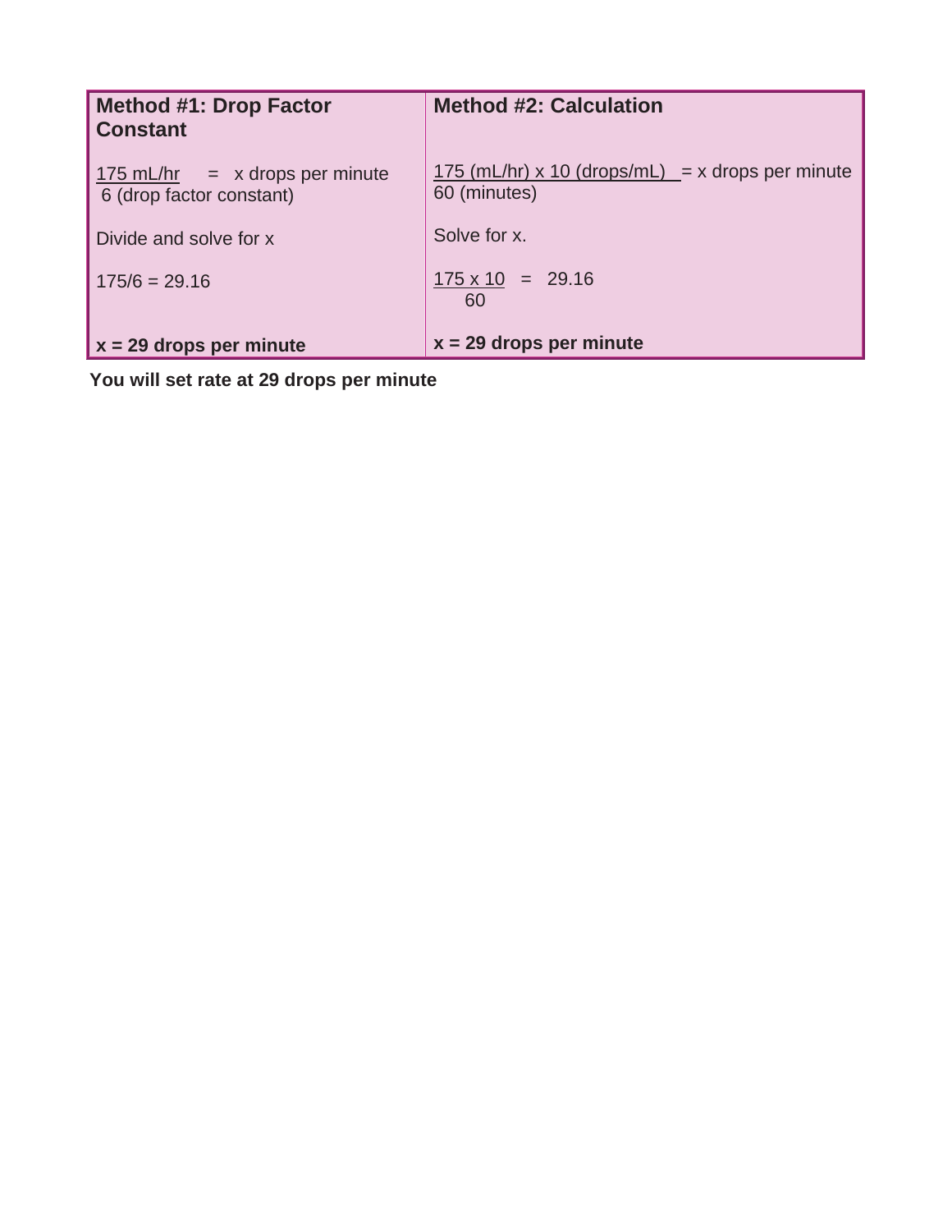| Method #1: Drop Factor Constant | Method #2: Calculation |
|---|---|
| $\frac{175 \text{ mL/hr}}{6 \text{ (drop factor constant)}}$ = x drops per minute | $\frac{175 \text{ (mL/hr)} \times 10 \text{ (drops/mL)}}{60 \text{ (minutes)}}$ = x drops per minute |
| Divide and solve for x | Solve for x. |
| 175/6 = 29.16 | $\frac{175 \times 10}{60} = 29.16$ |
| **x = 29 drops per minute** | **x = 29 drops per minute** |

**You will set rate at 29 drops per minute**